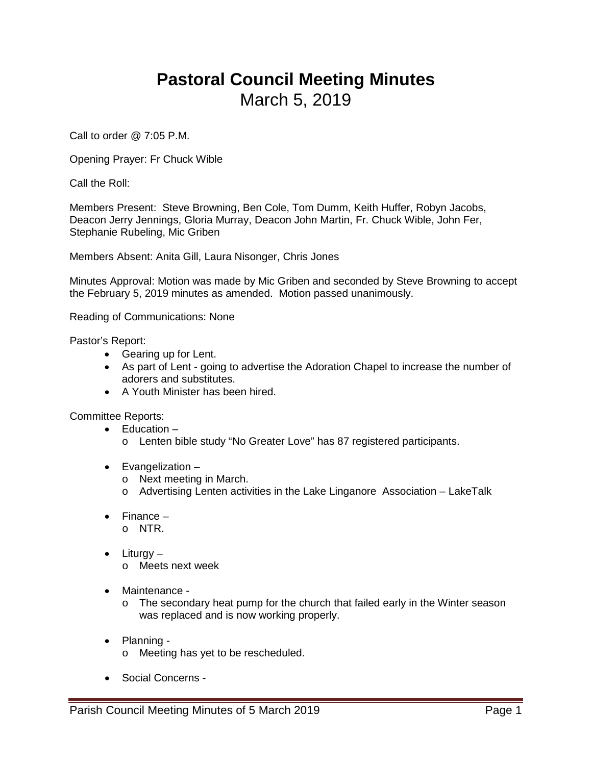# Pastoral Council Meeting Minutes

March 5, 2019

Call to order @ 7:05 P.M.

Opening Prayer: Fr Chuck Wible

Call the Roll:

Members Present: Steve Browning, Ben Cole, Tom Dumm, Keith Huffer, Robyn Jacobs, Deacon Jerry Jennings, Gloria Murray, Deacon John Martin, Fr. Chuck Wible, John Fer, Stephanie Rubeling, Mic Griben

Members Absent: Anita Gill, Laura Nisonger, Chris Jones

Minutes Approval: Motion was made by Mic Griben and seconded by Steve Browning to accept the February 5, 2019 minutes as amended. Motion passed unanimously.

Reading of Communications: None

Pastor's Report:

- Gearing up for Lent.
- As part of Lent - going to advertise the Adoration Chapel to increase the number of adorers and substitutes.
- A Youth Minister has been hired.

Committee Reports:

- Education –
  - Lenten bible study "No Greater Love" has 87 registered participants.
- Evangelization –
  - Next meeting in March.
  - Advertising Lenten activities in the Lake Linganore Association – LakeTalk
- Finance –
  - NTR.
- Liturgy –
  - Meets next week
- Maintenance -
  - The secondary heat pump for the church that failed early in the Winter season was replaced and is now working properly.
- Planning -
  - Meeting has yet to be rescheduled.
- Social Concerns -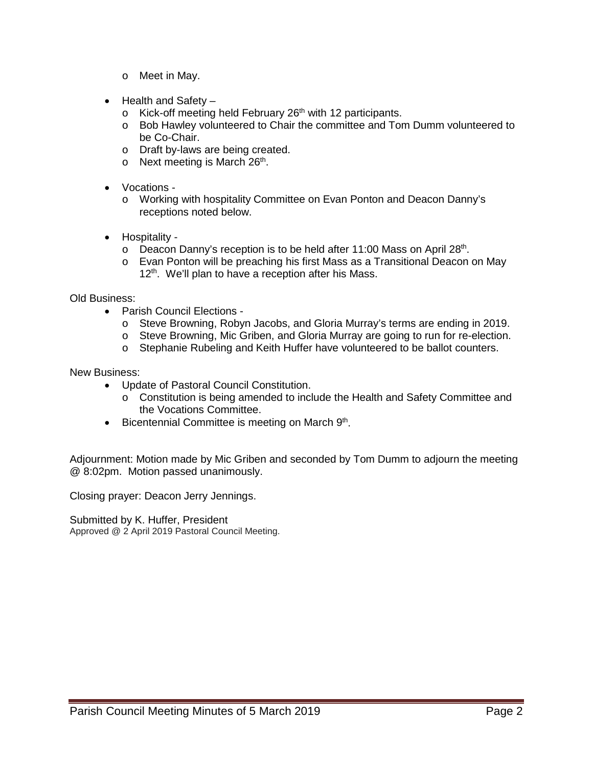- Meet in May.

- Health and Safety –
  - Kick-off meeting held February 26th with 12 participants.
  - Bob Hawley volunteered to Chair the committee and Tom Dumm volunteered to be Co-Chair.
  - Draft by-laws are being created.
  - Next meeting is March 26th.

- Vocations -
  - Working with hospitality Committee on Evan Ponton and Deacon Danny's receptions noted below.

- Hospitality -
  - Deacon Danny's reception is to be held after 11:00 Mass on April 28th.
  - Evan Ponton will be preaching his first Mass as a Transitional Deacon on May 12th. We'll plan to have a reception after his Mass.

Old Business:

- Parish Council Elections -
  - Steve Browning, Robyn Jacobs, and Gloria Murray's terms are ending in 2019.
  - Steve Browning, Mic Griben, and Gloria Murray are going to run for re-election.
  - Stephanie Rubeling and Keith Huffer have volunteered to be ballot counters.

New Business:

- Update of Pastoral Council Constitution.
  - Constitution is being amended to include the Health and Safety Committee and the Vocations Committee.
- Bicentennial Committee is meeting on March 9th.

Adjournment: Motion made by Mic Griben and seconded by Tom Dumm to adjourn the meeting @ 8:02pm. Motion passed unanimously.

Closing prayer: Deacon Jerry Jennings.

Submitted by K. Huffer, President
Approved @ 2 April 2019 Pastoral Council Meeting.